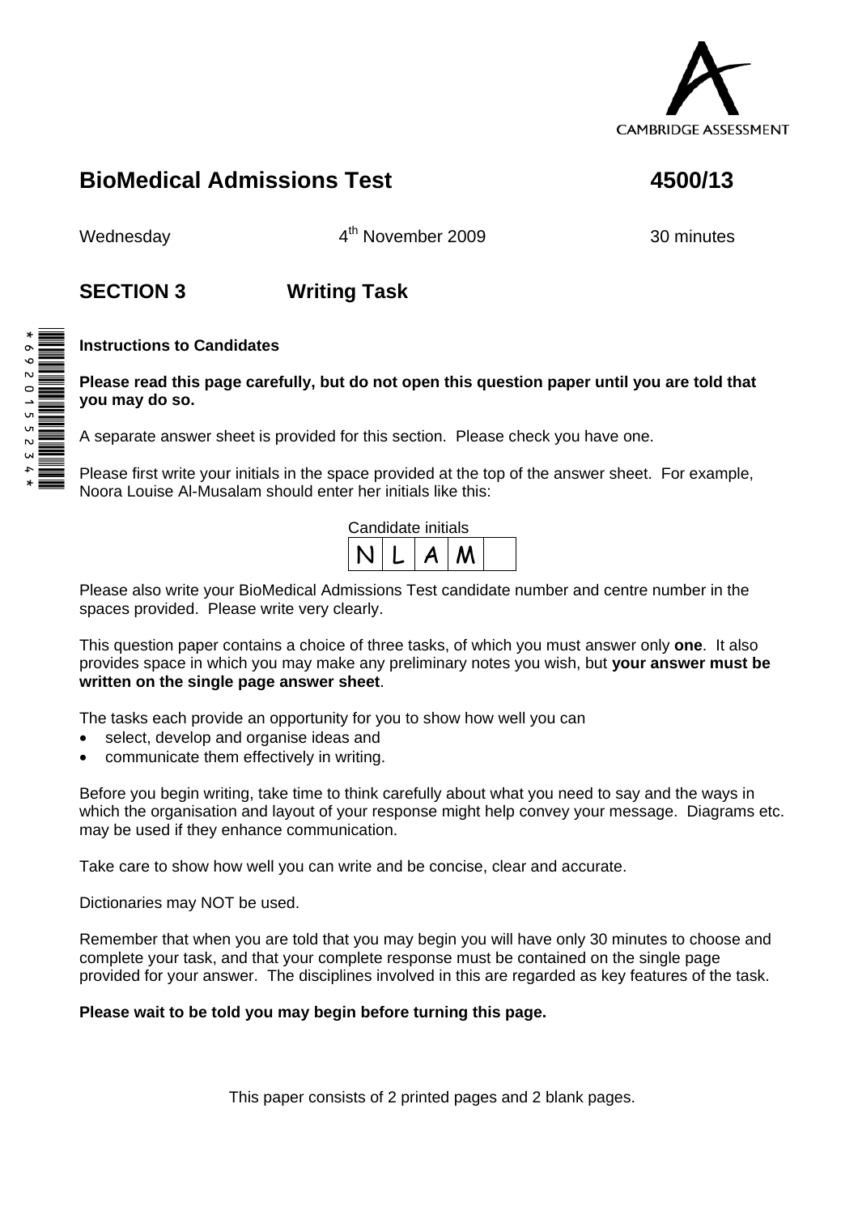CAMBRIDGE ASSESSMENT

# BioMedical Admissions Test 4500/13

Wednesday 4th November 2009 30 minutes

## SECTION 3 Writing Task

**Instructions to Candidates**

**Please read this page carefully, but do not open this question paper until you are told that you may do so.**

A separate answer sheet is provided for this section. Please check you have one.

Please first write your initials in the space provided at the top of the answer sheet. For example, Noora Louise Al-Musalam should enter her initials like this:

Candidate initials

| N | L | A | M | |
|---|---|---|---|---|

Please also write your BioMedical Admissions Test candidate number and centre number in the spaces provided. Please write very clearly.

This question paper contains a choice of three tasks, of which you must answer only **one**. It also provides space in which you may make any preliminary notes you wish, but **your answer must be written on the single page answer sheet**.

The tasks each provide an opportunity for you to show how well you can

- select, develop and organise ideas and
- communicate them effectively in writing.

Before you begin writing, take time to think carefully about what you need to say and the ways in which the organisation and layout of your response might help convey your message. Diagrams etc. may be used if they enhance communication.

Take care to show how well you can write and be concise, clear and accurate.

Dictionaries may NOT be used.

Remember that when you are told that you may begin you will have only 30 minutes to choose and complete your task, and that your complete response must be contained on the single page provided for your answer. The disciplines involved in this are regarded as key features of the task.

**Please wait to be told you may begin before turning this page.**

This paper consists of 2 printed pages and 2 blank pages.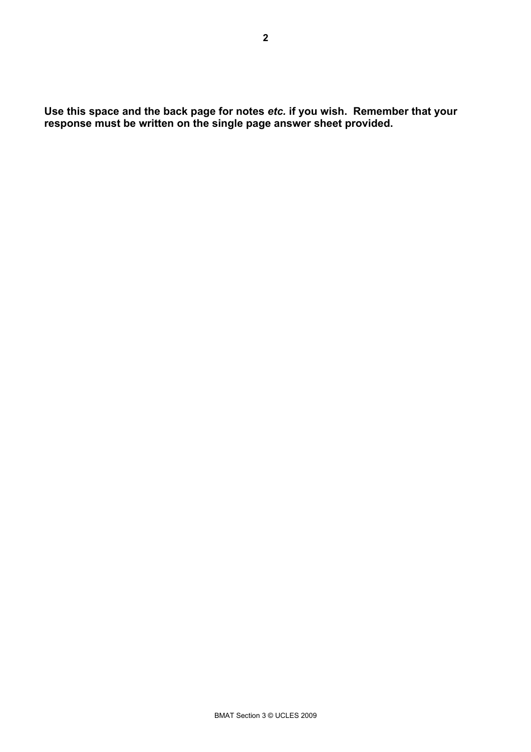**Use this space and the back page for notes *etc.* if you wish. Remember that your response must be written on the single page answer sheet provided.**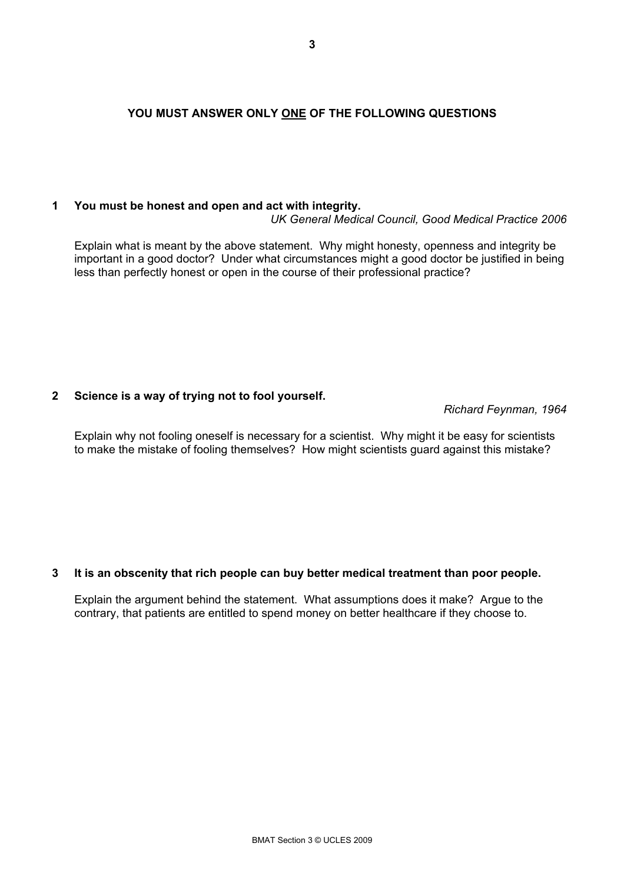**YOU MUST ANSWER ONLY ONE OF THE FOLLOWING QUESTIONS**

**1 You must be honest and open and act with integrity.**

*UK General Medical Council, Good Medical Practice 2006*

Explain what is meant by the above statement. Why might honesty, openness and integrity be important in a good doctor? Under what circumstances might a good doctor be justified in being less than perfectly honest or open in the course of their professional practice?

**2 Science is a way of trying not to fool yourself.**

*Richard Feynman, 1964*

Explain why not fooling oneself is necessary for a scientist. Why might it be easy for scientists to make the mistake of fooling themselves? How might scientists guard against this mistake?

**3 It is an obscenity that rich people can buy better medical treatment than poor people.**

Explain the argument behind the statement. What assumptions does it make? Argue to the contrary, that patients are entitled to spend money on better healthcare if they choose to.

BMAT Section 3 © UCLES 2009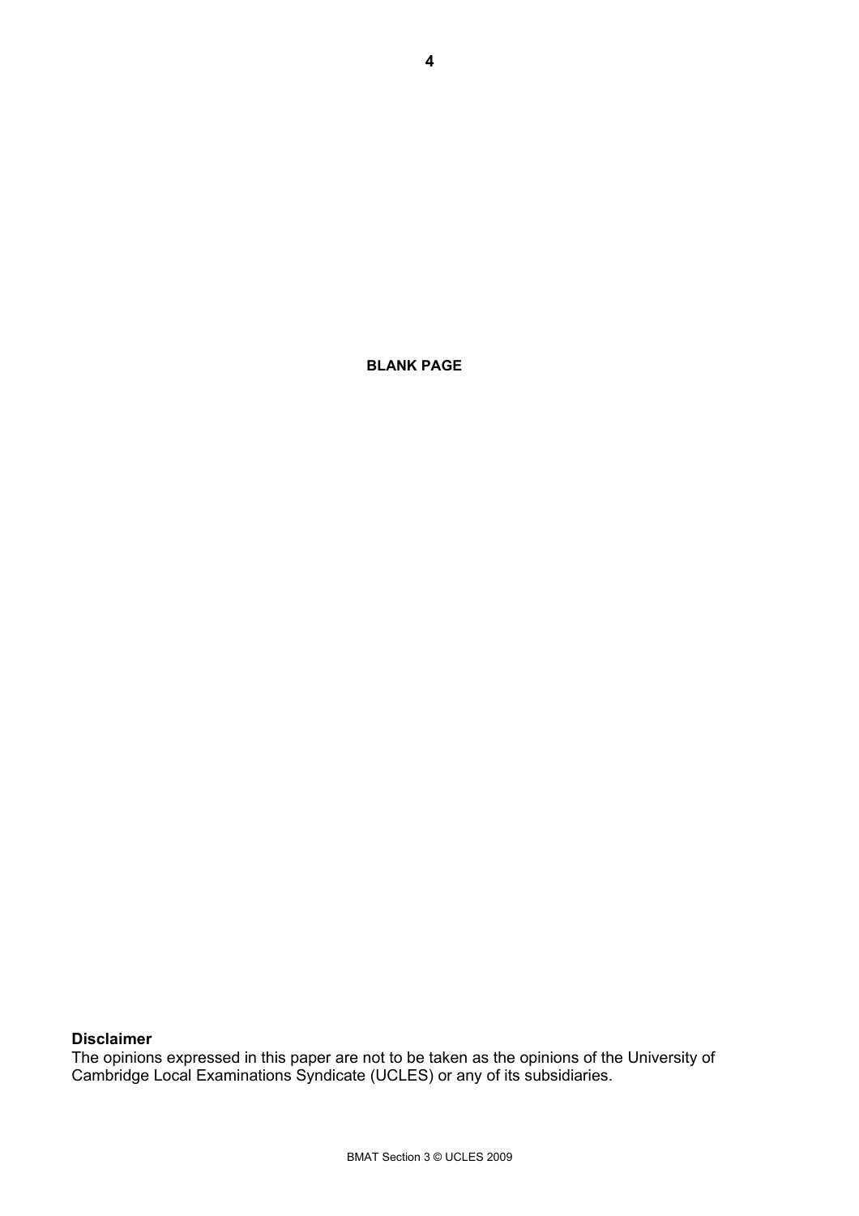BLANK PAGE

**Disclaimer**

The opinions expressed in this paper are not to be taken as the opinions of the University of Cambridge Local Examinations Syndicate (UCLES) or any of its subsidiaries.